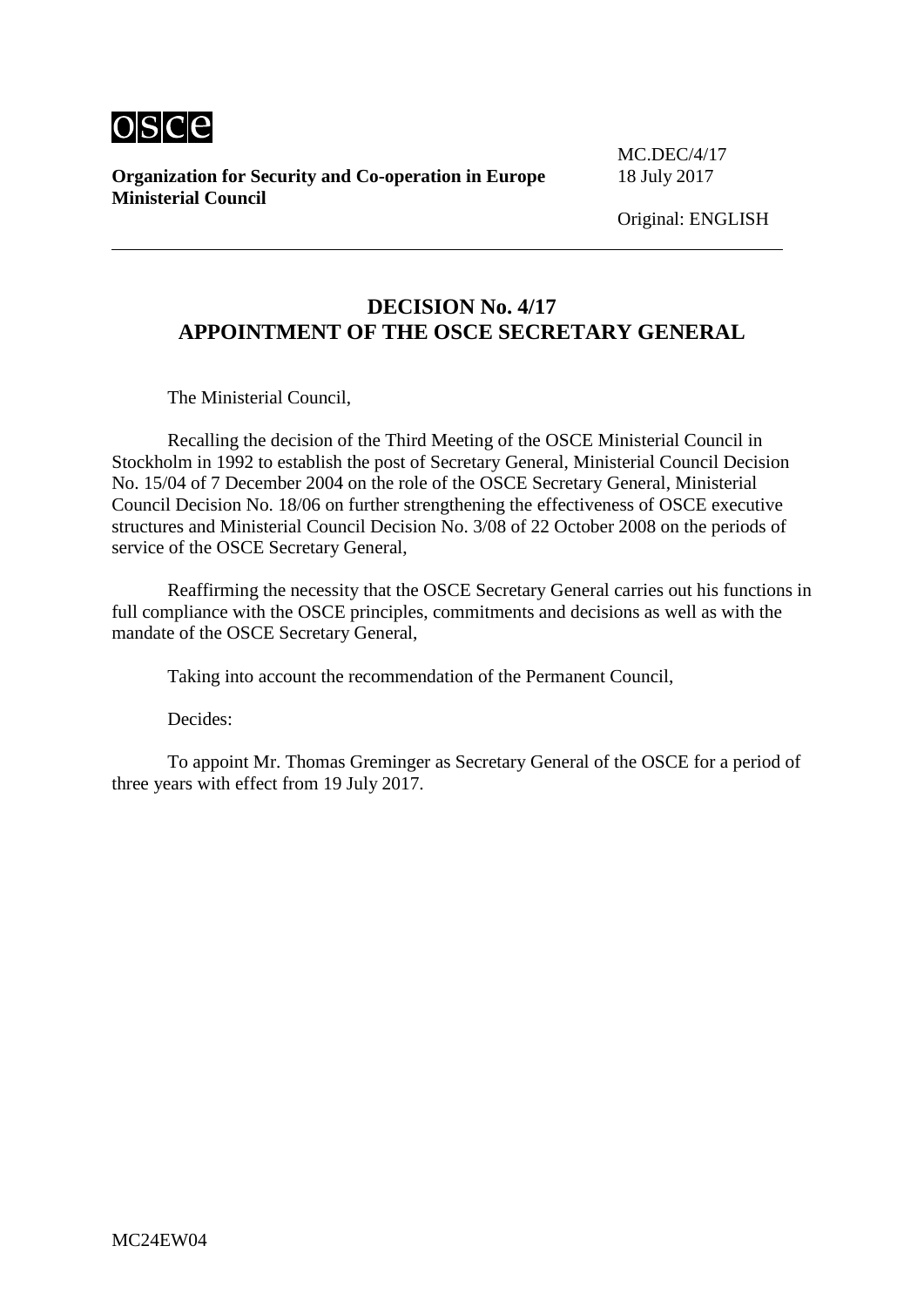osce

**Organization for Security and Co-operation in Europe**
**Ministerial Council**

MC.DEC/4/17
18 July 2017

Original: ENGLISH

---

# DECISION No. 4/17
# APPOINTMENT OF THE OSCE SECRETARY GENERAL

The Ministerial Council,

Recalling the decision of the Third Meeting of the OSCE Ministerial Council in Stockholm in 1992 to establish the post of Secretary General, Ministerial Council Decision No. 15/04 of 7 December 2004 on the role of the OSCE Secretary General, Ministerial Council Decision No. 18/06 on further strengthening the effectiveness of OSCE executive structures and Ministerial Council Decision No. 3/08 of 22 October 2008 on the periods of service of the OSCE Secretary General,

Reaffirming the necessity that the OSCE Secretary General carries out his functions in full compliance with the OSCE principles, commitments and decisions as well as with the mandate of the OSCE Secretary General,

Taking into account the recommendation of the Permanent Council,

Decides:

To appoint Mr. Thomas Greminger as Secretary General of the OSCE for a period of three years with effect from 19 July 2017.

MC24EW04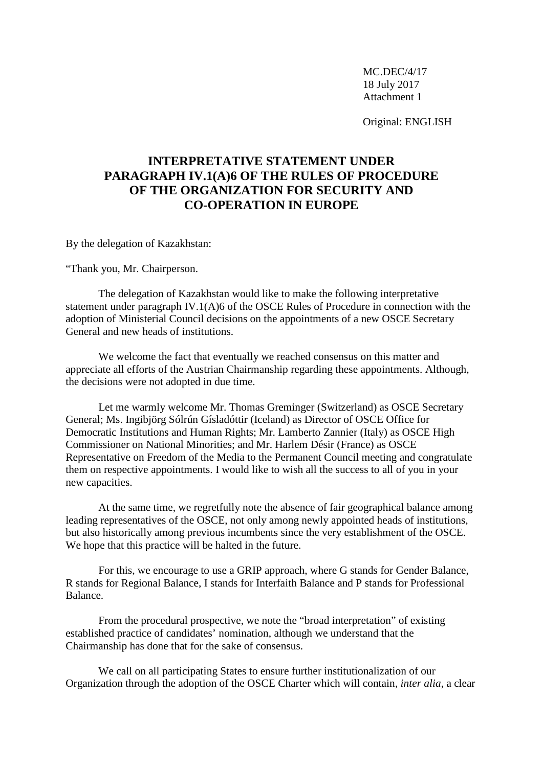MC.DEC/4/17
18 July 2017
Attachment 1

Original: ENGLISH

# INTERPRETATIVE STATEMENT UNDER PARAGRAPH IV.1(A)6 OF THE RULES OF PROCEDURE OF THE ORGANIZATION FOR SECURITY AND CO-OPERATION IN EUROPE

By the delegation of Kazakhstan:

"Thank you, Mr. Chairperson.

The delegation of Kazakhstan would like to make the following interpretative statement under paragraph IV.1(A)6 of the OSCE Rules of Procedure in connection with the adoption of Ministerial Council decisions on the appointments of a new OSCE Secretary General and new heads of institutions.

We welcome the fact that eventually we reached consensus on this matter and appreciate all efforts of the Austrian Chairmanship regarding these appointments. Although, the decisions were not adopted in due time.

Let me warmly welcome Mr. Thomas Greminger (Switzerland) as OSCE Secretary General; Ms. Ingibjörg Sólrún Gísladóttir (Iceland) as Director of OSCE Office for Democratic Institutions and Human Rights; Mr. Lamberto Zannier (Italy) as OSCE High Commissioner on National Minorities; and Mr. Harlem Désir (France) as OSCE Representative on Freedom of the Media to the Permanent Council meeting and congratulate them on respective appointments. I would like to wish all the success to all of you in your new capacities.

At the same time, we regretfully note the absence of fair geographical balance among leading representatives of the OSCE, not only among newly appointed heads of institutions, but also historically among previous incumbents since the very establishment of the OSCE. We hope that this practice will be halted in the future.

For this, we encourage to use a GRIP approach, where G stands for Gender Balance, R stands for Regional Balance, I stands for Interfaith Balance and P stands for Professional Balance.

From the procedural prospective, we note the "broad interpretation" of existing established practice of candidates' nomination, although we understand that the Chairmanship has done that for the sake of consensus.

We call on all participating States to ensure further institutionalization of our Organization through the adoption of the OSCE Charter which will contain, *inter alia*, a clear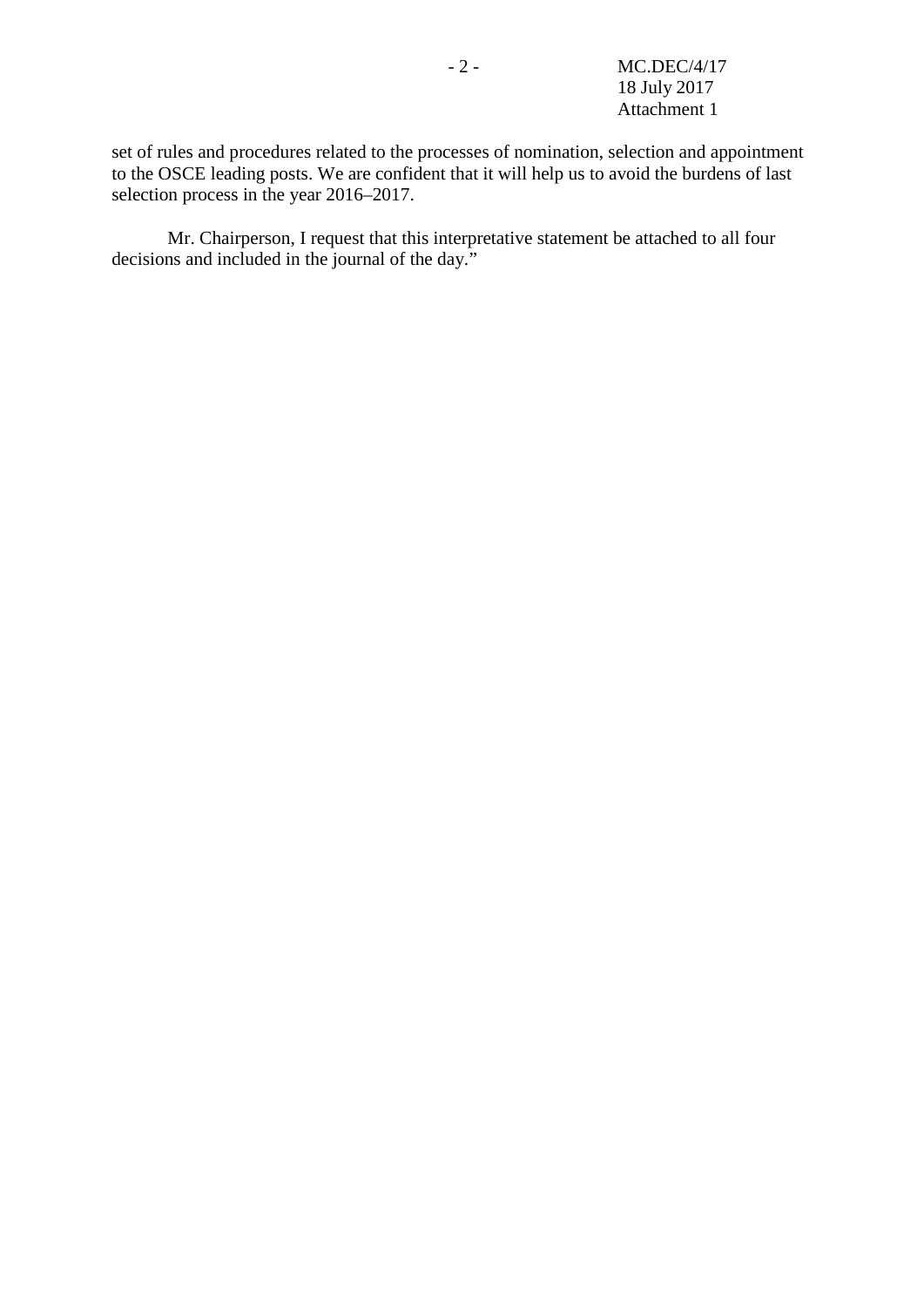set of rules and procedures related to the processes of nomination, selection and appointment to the OSCE leading posts. We are confident that it will help us to avoid the burdens of last selection process in the year 2016–2017.

Mr. Chairperson, I request that this interpretative statement be attached to all four decisions and included in the journal of the day.”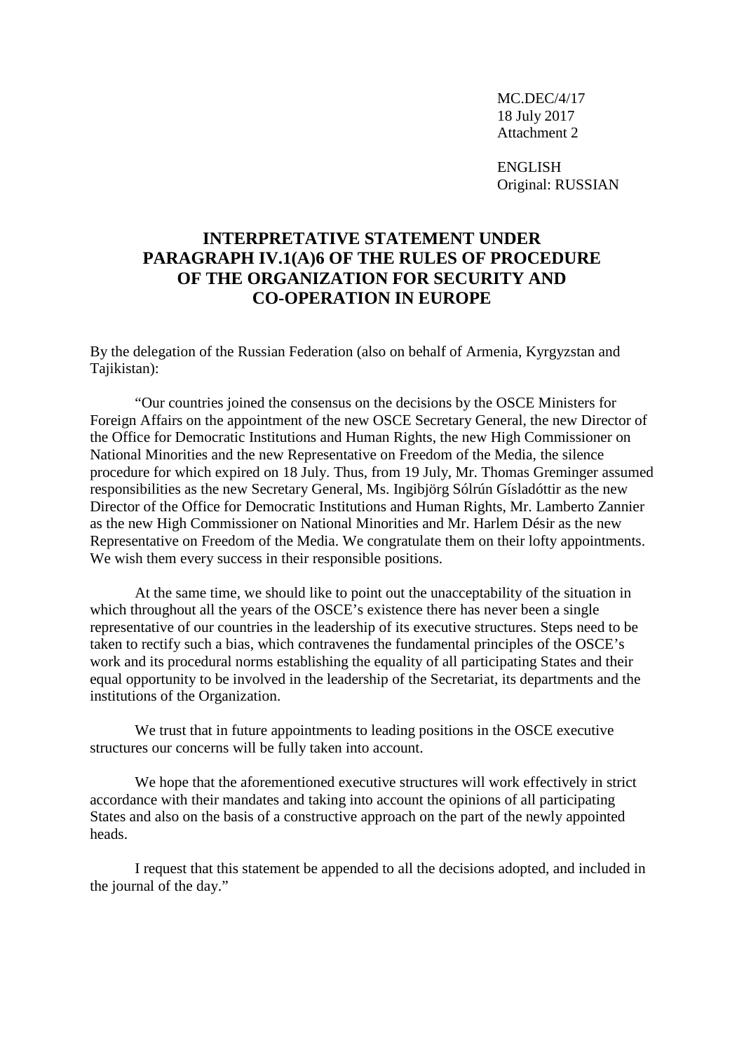MC.DEC/4/17
18 July 2017
Attachment 2

ENGLISH
Original: RUSSIAN

# INTERPRETATIVE STATEMENT UNDER PARAGRAPH IV.1(A)6 OF THE RULES OF PROCEDURE OF THE ORGANIZATION FOR SECURITY AND CO-OPERATION IN EUROPE

By the delegation of the Russian Federation (also on behalf of Armenia, Kyrgyzstan and Tajikistan):

"Our countries joined the consensus on the decisions by the OSCE Ministers for Foreign Affairs on the appointment of the new OSCE Secretary General, the new Director of the Office for Democratic Institutions and Human Rights, the new High Commissioner on National Minorities and the new Representative on Freedom of the Media, the silence procedure for which expired on 18 July. Thus, from 19 July, Mr. Thomas Greminger assumed responsibilities as the new Secretary General, Ms. Ingibjörg Sólrún Gísladóttir as the new Director of the Office for Democratic Institutions and Human Rights, Mr. Lamberto Zannier as the new High Commissioner on National Minorities and Mr. Harlem Désir as the new Representative on Freedom of the Media. We congratulate them on their lofty appointments. We wish them every success in their responsible positions.

At the same time, we should like to point out the unacceptability of the situation in which throughout all the years of the OSCE's existence there has never been a single representative of our countries in the leadership of its executive structures. Steps need to be taken to rectify such a bias, which contravenes the fundamental principles of the OSCE's work and its procedural norms establishing the equality of all participating States and their equal opportunity to be involved in the leadership of the Secretariat, its departments and the institutions of the Organization.

We trust that in future appointments to leading positions in the OSCE executive structures our concerns will be fully taken into account.

We hope that the aforementioned executive structures will work effectively in strict accordance with their mandates and taking into account the opinions of all participating States and also on the basis of a constructive approach on the part of the newly appointed heads.

I request that this statement be appended to all the decisions adopted, and included in the journal of the day."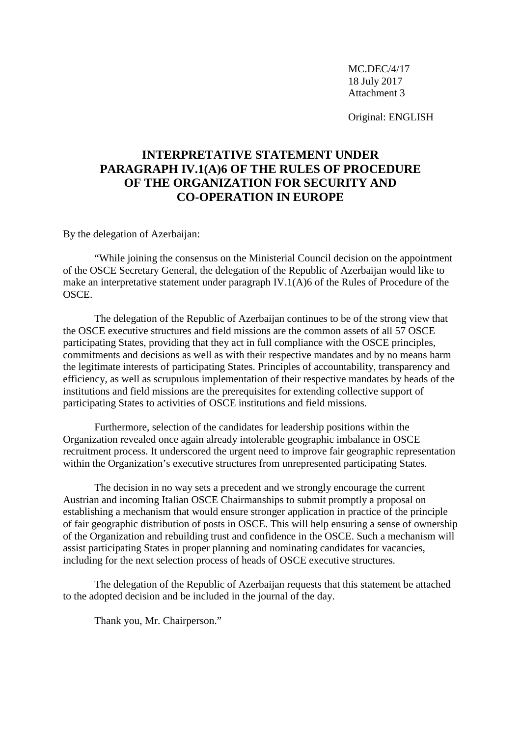MC.DEC/4/17
18 July 2017
Attachment 3

Original: ENGLISH

## INTERPRETATIVE STATEMENT UNDER PARAGRAPH IV.1(A)6 OF THE RULES OF PROCEDURE OF THE ORGANIZATION FOR SECURITY AND CO-OPERATION IN EUROPE

By the delegation of Azerbaijan:

"While joining the consensus on the Ministerial Council decision on the appointment of the OSCE Secretary General, the delegation of the Republic of Azerbaijan would like to make an interpretative statement under paragraph IV.1(A)6 of the Rules of Procedure of the OSCE.

The delegation of the Republic of Azerbaijan continues to be of the strong view that the OSCE executive structures and field missions are the common assets of all 57 OSCE participating States, providing that they act in full compliance with the OSCE principles, commitments and decisions as well as with their respective mandates and by no means harm the legitimate interests of participating States. Principles of accountability, transparency and efficiency, as well as scrupulous implementation of their respective mandates by heads of the institutions and field missions are the prerequisites for extending collective support of participating States to activities of OSCE institutions and field missions.

Furthermore, selection of the candidates for leadership positions within the Organization revealed once again already intolerable geographic imbalance in OSCE recruitment process. It underscored the urgent need to improve fair geographic representation within the Organization's executive structures from unrepresented participating States.

The decision in no way sets a precedent and we strongly encourage the current Austrian and incoming Italian OSCE Chairmanships to submit promptly a proposal on establishing a mechanism that would ensure stronger application in practice of the principle of fair geographic distribution of posts in OSCE. This will help ensuring a sense of ownership of the Organization and rebuilding trust and confidence in the OSCE. Such a mechanism will assist participating States in proper planning and nominating candidates for vacancies, including for the next selection process of heads of OSCE executive structures.

The delegation of the Republic of Azerbaijan requests that this statement be attached to the adopted decision and be included in the journal of the day.

Thank you, Mr. Chairperson."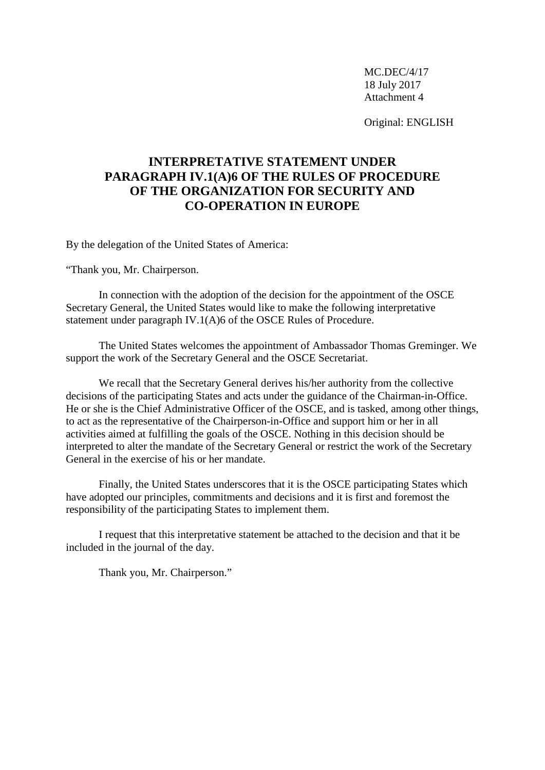MC.DEC/4/17
18 July 2017
Attachment 4

Original: ENGLISH

# INTERPRETATIVE STATEMENT UNDER PARAGRAPH IV.1(A)6 OF THE RULES OF PROCEDURE OF THE ORGANIZATION FOR SECURITY AND CO-OPERATION IN EUROPE

By the delegation of the United States of America:

"Thank you, Mr. Chairperson.

In connection with the adoption of the decision for the appointment of the OSCE Secretary General, the United States would like to make the following interpretative statement under paragraph IV.1(A)6 of the OSCE Rules of Procedure.

The United States welcomes the appointment of Ambassador Thomas Greminger. We support the work of the Secretary General and the OSCE Secretariat.

We recall that the Secretary General derives his/her authority from the collective decisions of the participating States and acts under the guidance of the Chairman-in-Office. He or she is the Chief Administrative Officer of the OSCE, and is tasked, among other things, to act as the representative of the Chairperson-in-Office and support him or her in all activities aimed at fulfilling the goals of the OSCE. Nothing in this decision should be interpreted to alter the mandate of the Secretary General or restrict the work of the Secretary General in the exercise of his or her mandate.

Finally, the United States underscores that it is the OSCE participating States which have adopted our principles, commitments and decisions and it is first and foremost the responsibility of the participating States to implement them.

I request that this interpretative statement be attached to the decision and that it be included in the journal of the day.

Thank you, Mr. Chairperson."